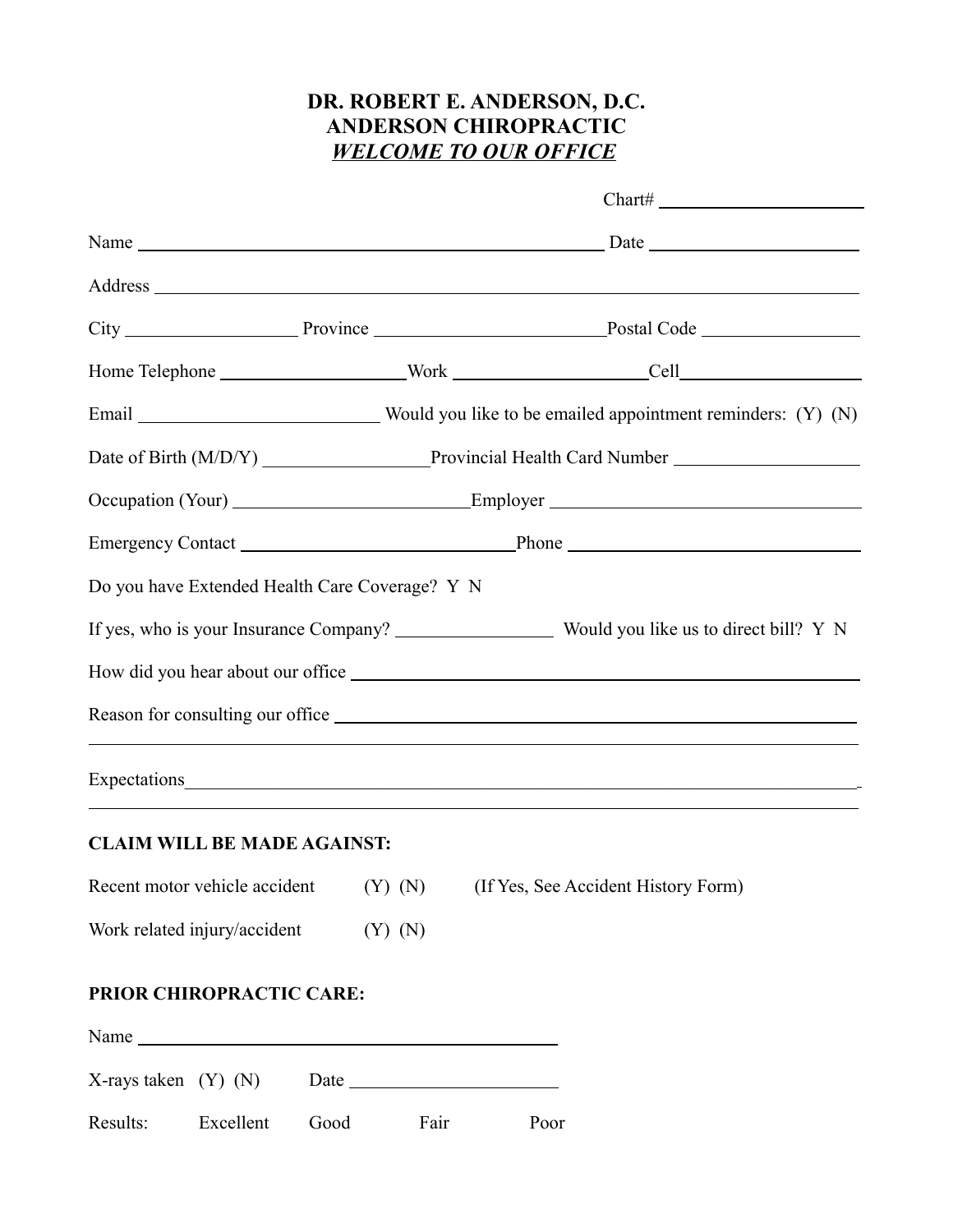# DR. ROBERT E. ANDERSON, D.C.
# ANDERSON CHIROPRACTIC
## ***WELCOME TO OUR OFFICE***

Chart# ______________________

Name ____________________________________________ Date ____________________

Address ____________________________________________________________________

City __________________ Province ______________________ Postal Code _______________

Home Telephone ___________________ Work ___________________ Cell___________________

Email ________________________ Would you like to be emailed appointment reminders: (Y) (N)

Date of Birth (M/D/Y) ________________ Provincial Health Card Number __________________

Occupation (Your) _______________________ Employer _______________________________

Emergency Contact ___________________________ Phone ______________________________

Do you have Extended Health Care Coverage? Y N

If yes, who is your Insurance Company? _______________ Would you like us to direct bill? Y N

How did you hear about our office ____________________________________________________

Reason for consulting our office _____________________________________________________

____________________________________________________________________________

Expectations_________________________________________________________________

____________________________________________________________________________

**CLAIM WILL BE MADE AGAINST:**

Recent motor vehicle accident (Y) (N) (If Yes, See Accident History Form)

Work related injury/accident (Y) (N)

**PRIOR CHIROPRACTIC CARE:**

Name ________________________________________

X-rays taken (Y) (N) Date ____________________

Results: Excellent Good Fair Poor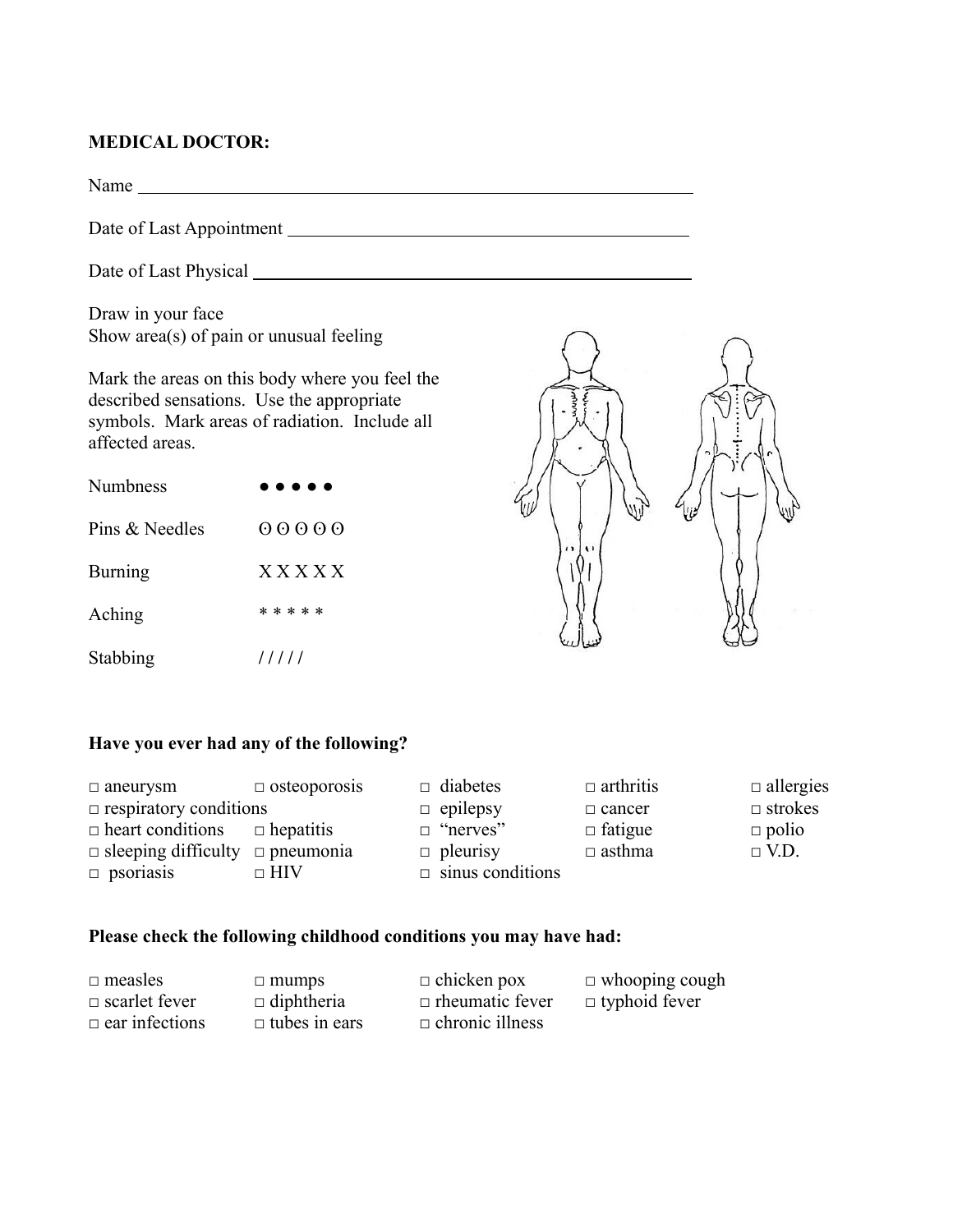**MEDICAL DOCTOR:**

Name ______________________________________________________________

Date of Last Appointment ____________________________________________

Date of Last Physical _______________________________________________

Draw in your face
Show area(s) of pain or unusual feeling

Mark the areas on this body where you feel the described sensations. Use the appropriate symbols. Mark areas of radiation. Include all affected areas.

| | |
|---|---|
| Numbness | ● ● ● ● ● |
| Pins & Needles | Θ Θ Θ Θ Θ |
| Burning | X X X X X |
| Aching | * * * * * |
| Stabbing | / / / / / |

**Have you ever had any of the following?**

| | | | | |
|---|---|---|---|---|
| □ aneurysm | □ osteoporosis | □ diabetes | □ arthritis | □ allergies |
| □ respiratory conditions | | □ epilepsy | □ cancer | □ strokes |
| □ heart conditions | □ hepatitis | □ "nerves" | □ fatigue | □ polio |
| □ sleeping difficulty | □ pneumonia | □ pleurisy | □ asthma | □ V.D. |
| □ psoriasis | □ HIV | □ sinus conditions | | |

**Please check the following childhood conditions you may have had:**

| | | | |
|---|---|---|---|
| □ measles | □ mumps | □ chicken pox | □ whooping cough |
| □ scarlet fever | □ diphtheria | □ rheumatic fever | □ typhoid fever |
| □ ear infections | □ tubes in ears | □ chronic illness | |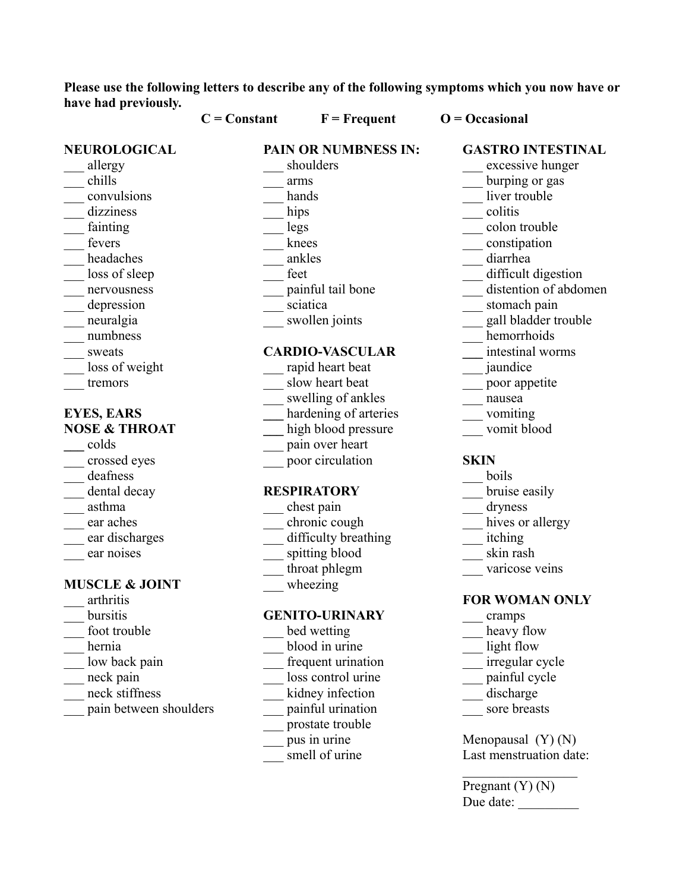**Please use the following letters to describe any of the following symptoms which you now have or have had previously.**

**C = Constant F = Frequent O = Occasional**

**NEUROLOGICAL**

___ allergy
___ chills
___ convulsions
___ dizziness
___ fainting
___ fevers
___ headaches
___ loss of sleep
___ nervousness
___ depression
___ neuralgia
___ numbness
___ sweats
___ loss of weight
___ tremors

**EYES, EARS NOSE & THROAT**

___ colds
___ crossed eyes
___ deafness
___ dental decay
___ asthma
___ ear aches
___ ear discharges
___ ear noises

**MUSCLE & JOINT**

___ arthritis
___ bursitis
___ foot trouble
___ hernia
___ low back pain
___ neck pain
___ neck stiffness
___ pain between shoulders

**PAIN OR NUMBNESS IN:**

___ shoulders
___ arms
___ hands
___ hips
___ legs
___ knees
___ ankles
___ feet
___ painful tail bone
___ sciatica
___ swollen joints

**CARDIO-VASCULAR**

___ rapid heart beat
___ slow heart beat
___ swelling of ankles
___ hardening of arteries
___ high blood pressure
___ pain over heart
___ poor circulation

**RESPIRATORY**

___ chest pain
___ chronic cough
___ difficulty breathing
___ spitting blood
___ throat phlegm
___ wheezing

**GENITO-URINARY**

___ bed wetting
___ blood in urine
___ frequent urination
___ loss control urine
___ kidney infection
___ painful urination
___ prostate trouble
___ pus in urine
___ smell of urine

**GASTRO INTESTINAL**

___ excessive hunger
___ burping or gas
___ liver trouble
___ colitis
___ colon trouble
___ constipation
___ diarrhea
___ difficult digestion
___ distention of abdomen
___ stomach pain
___ gall bladder trouble
___ hemorrhoids
___ intestinal worms
___ jaundice
___ poor appetite
___ nausea
___ vomiting
___ vomit blood

**SKIN**

___ boils
___ bruise easily
___ dryness
___ hives or allergy
___ itching
___ skin rash
___ varicose veins

**FOR WOMAN ONLY**

___ cramps
___ heavy flow
___ light flow
___ irregular cycle
___ painful cycle
___ discharge
___ sore breasts

Menopausal (Y) (N)
Last menstruation date: _________________

Pregnant (Y) (N)
Due date: _________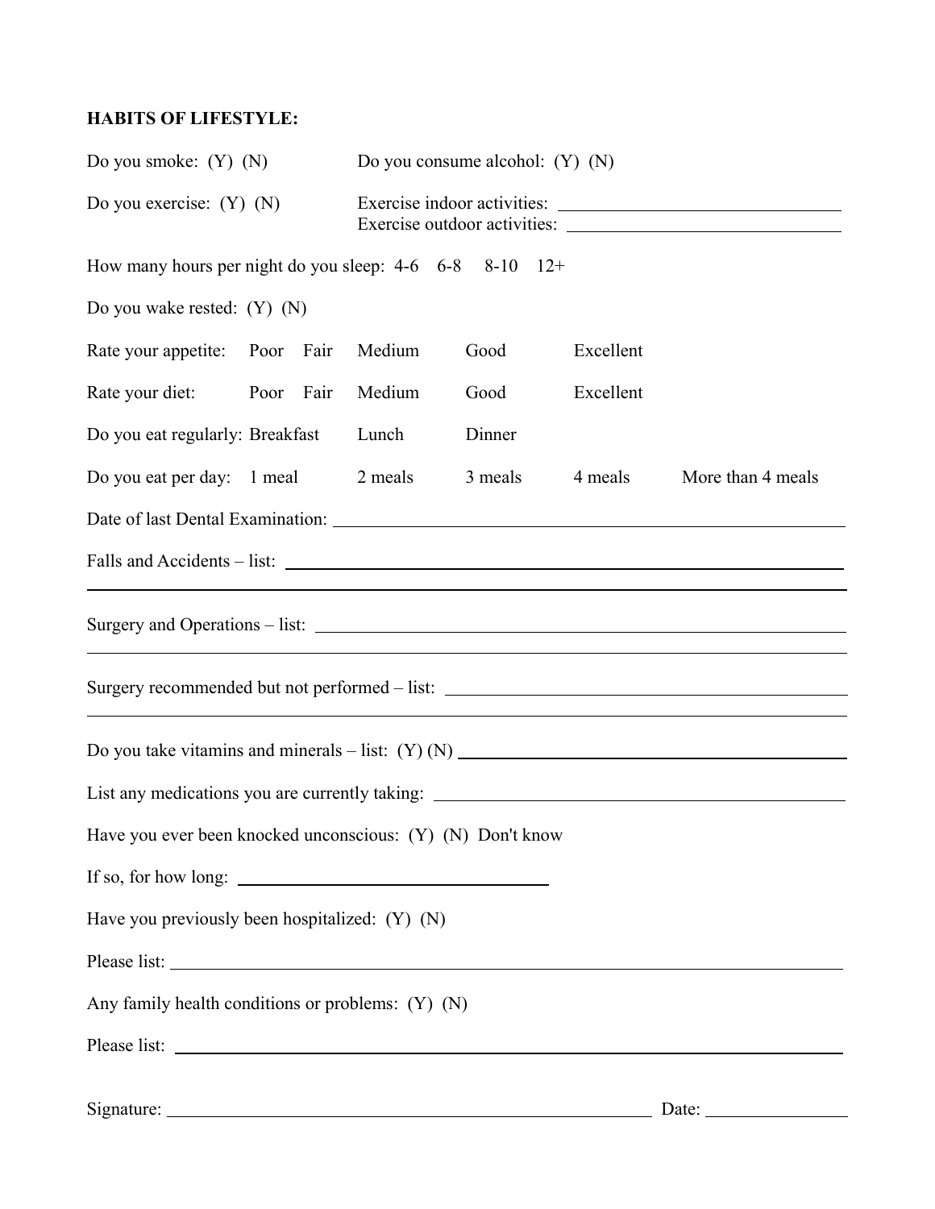**HABITS OF LIFESTYLE:**

Do you smoke: (Y) (N)    Do you consume alcohol: (Y) (N)

Do you exercise: (Y) (N)    Exercise indoor activities: ______________________________
Exercise outdoor activities: ______________________________

How many hours per night do you sleep: 4-6  6-8  8-10  12+

Do you wake rested: (Y) (N)

Rate your appetite: Poor  Fair  Medium  Good  Excellent

Rate your diet: Poor  Fair  Medium  Good  Excellent

Do you eat regularly: Breakfast  Lunch  Dinner

Do you eat per day: 1 meal  2 meals  3 meals  4 meals  More than 4 meals

Date of last Dental Examination: ______________________________

Falls and Accidents – list: ______________________________

______________________________

Surgery and Operations – list: ______________________________

______________________________

Surgery recommended but not performed – list: ______________________________

______________________________

Do you take vitamins and minerals – list: (Y) (N) ______________________________

List any medications you are currently taking: ______________________________

Have you ever been knocked unconscious: (Y) (N) Don't know

If so, for how long: ______________________________

Have you previously been hospitalized: (Y) (N)

Please list: ______________________________

Any family health conditions or problems: (Y) (N)

Please list: ______________________________

Signature: ______________________________ Date: ______________